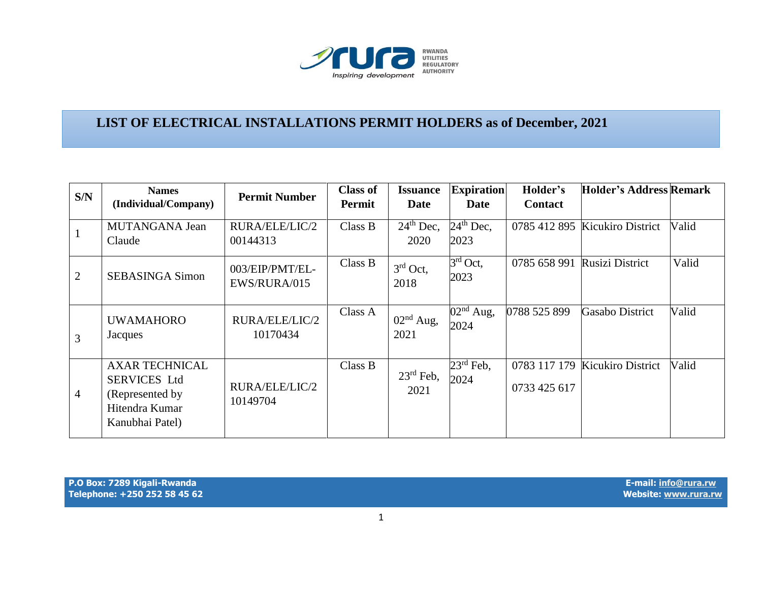RWANDA UTILITIES REGULATORY AUTHORITY

Inspiring development

# LIST OF ELECTRICAL INSTALLATIONS PERMIT HOLDERS as of December, 2021

| S/N | Names (Individual/Company) | Permit Number | Class of Permit | Issuance Date | Expiration Date | Holder's Contact | Holder's Address | Remark |
|---|---|---|---|---|---|---|---|---|
| 1 | MUTANGANA Jean Claude | RURA/ELE/LIC/200144313 | Class B | 24th Dec, 2020 | 24th Dec, 2023 | 0785 412 895 | Kicukiro District | Valid |
| 2 | SEBASINGA Simon | 003/EIP/PMT/EL-EWS/RURA/015 | Class B | 3rd Oct, 2018 | 3rd Oct, 2023 | 0785 658 991 | Rusizi District | Valid |
| 3 | UWAMAHORO Jacques | RURA/ELE/LIC/210170434 | Class A | 02nd Aug, 2021 | 02nd Aug, 2024 | 0788 525 899 | Gasabo District | Valid |
| 4 | AXAR TECHNICAL SERVICES Ltd (Represented by Hitendra Kumar Kanubhai Patel) | RURA/ELE/LIC/210149704 | Class B | 23rd Feb, 2021 | 23rd Feb, 2024 | 0783 117 179<br>0733 425 617 | Kicukiro District | Valid |

P.O Box: 7289 Kigali-Rwanda
Telephone: +250 252 58 45 62

E-mail: info@rura.rw
Website: www.rura.rw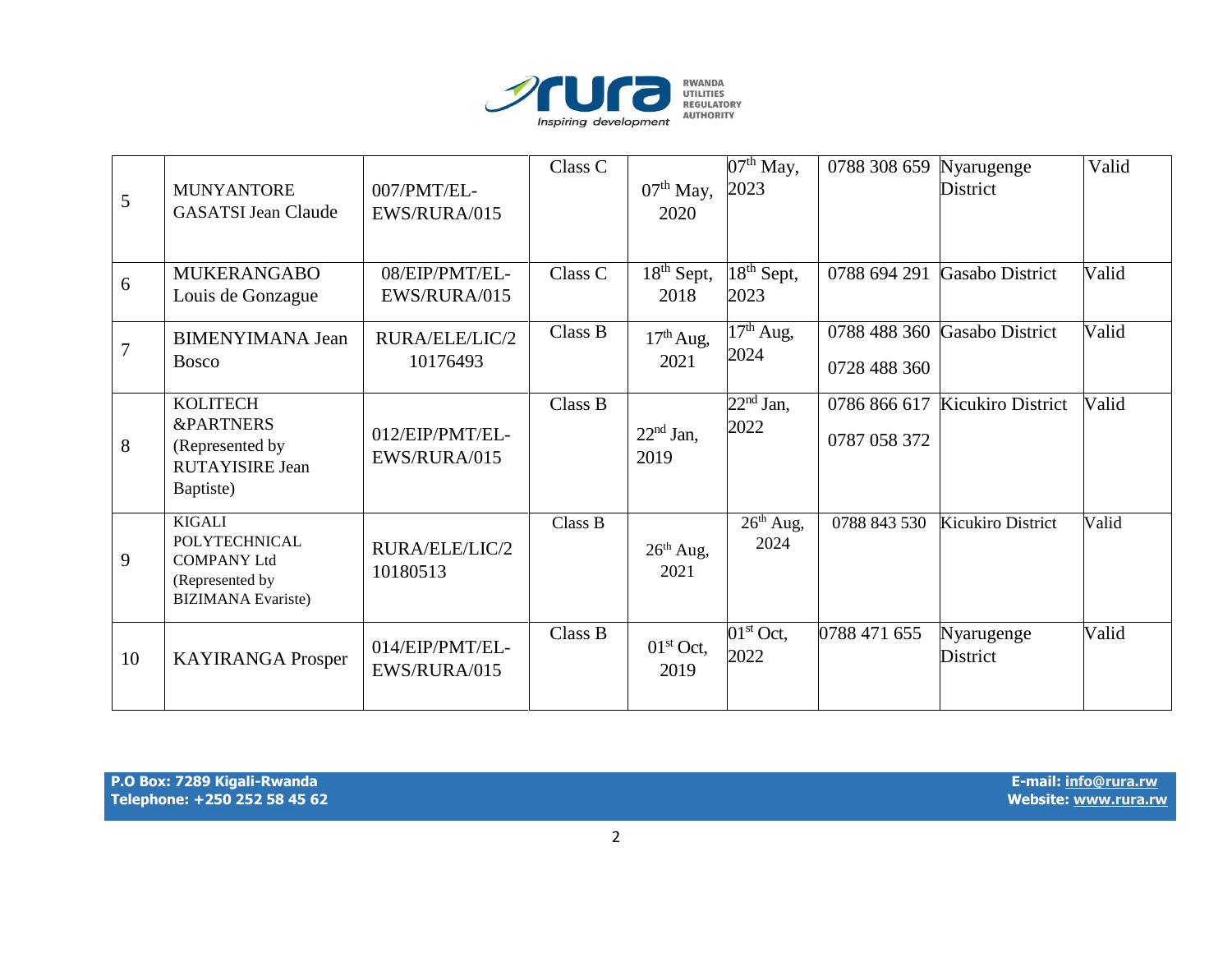| 5 | MUNYANTORE GASATSI Jean Claude | 007/PMT/EL-EWS/RURA/015 | Class C | 07th May, 2020 | 07th May, 2023 | 0788 308 659 | Nyarugenge District | Valid |
|---|---|---|---|---|---|---|---|---|
| 6 | MUKERANGABO Louis de Gonzague | 08/EIP/PMT/EL-EWS/RURA/015 | Class C | 18th Sept, 2018 | 18th Sept, 2023 | 0788 694 291 | Gasabo District | Valid |
| 7 | BIMENYIMANA Jean Bosco | RURA/ELE/LIC/210176493 | Class B | 17th Aug, 2021 | 17th Aug, 2024 | 0788 488 360<br>0728 488 360 | Gasabo District | Valid |
| 8 | KOLITECH &PARTNERS (Represented by RUTAYISIRE Jean Baptiste) | 012/EIP/PMT/EL-EWS/RURA/015 | Class B | 22nd Jan, 2019 | 22nd Jan, 2022 | 0786 866 617<br>0787 058 372 | Kicukiro District | Valid |
| 9 | KIGALI POLYTECHNICAL COMPANY Ltd (Represented by BIZIMANA Evariste) | RURA/ELE/LIC/210180513 | Class B | 26th Aug, 2021 | 26th Aug, 2024 | 0788 843 530 | Kicukiro District | Valid |
| 10 | KAYIRANGA Prosper | 014/EIP/PMT/EL-EWS/RURA/015 | Class B | 01st Oct, 2019 | 01st Oct, 2022 | 0788 471 655 | Nyarugenge District | Valid |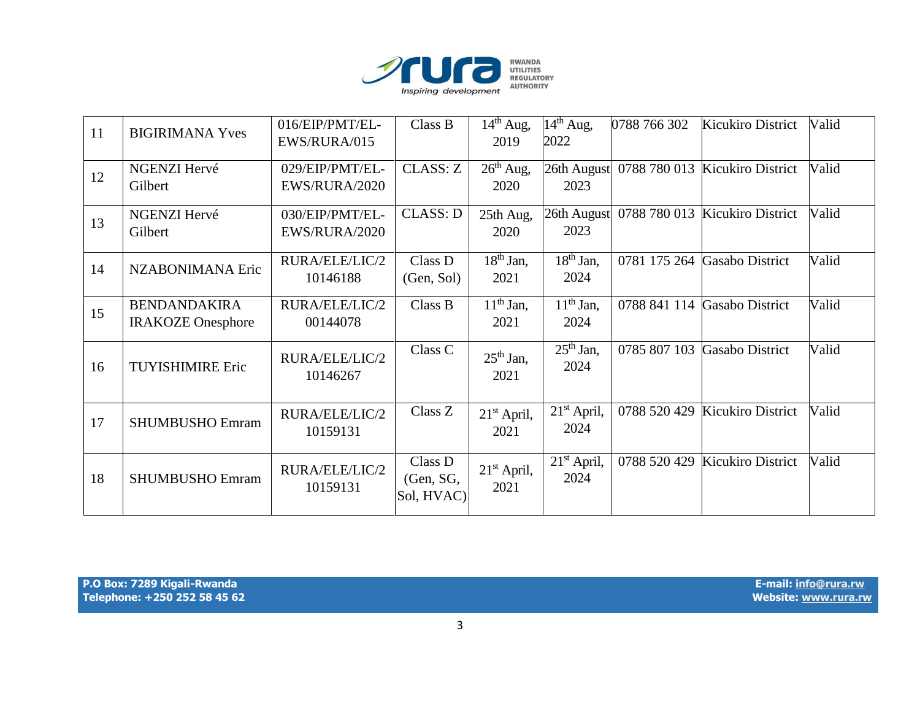| 11 | BIGIRIMANA Yves | 016/EIP/PMT/EL-EWS/RURA/015 | Class B | 14th Aug, 2019 | 14th Aug, 2022 | 0788 766 302 | Kicukiro District | Valid |
|---|---|---|---|---|---|---|---|---|
| 12 | NGENZI Hervé Gilbert | 029/EIP/PMT/EL-EWS/RURA/2020 | CLASS: Z | 26th Aug, 2020 | 26th August 2023 | 0788 780 013 | Kicukiro District | Valid |
| 13 | NGENZI Hervé Gilbert | 030/EIP/PMT/EL-EWS/RURA/2020 | CLASS: D | 25th Aug, 2020 | 26th August 2023 | 0788 780 013 | Kicukiro District | Valid |
| 14 | NZABONIMANA Eric | RURA/ELE/LIC/210146188 | Class D (Gen, Sol) | 18th Jan, 2021 | 18th Jan, 2024 | 0781 175 264 | Gasabo District | Valid |
| 15 | BENDANDAKIRA IRAKOZE Onesphore | RURA/ELE/LIC/200144078 | Class B | 11th Jan, 2021 | 11th Jan, 2024 | 0788 841 114 | Gasabo District | Valid |
| 16 | TUYISHIMIRE Eric | RURA/ELE/LIC/210146267 | Class C | 25th Jan, 2021 | 25th Jan, 2024 | 0785 807 103 | Gasabo District | Valid |
| 17 | SHUMBUSHO Emram | RURA/ELE/LIC/210159131 | Class Z | 21st April, 2021 | 21st April, 2024 | 0788 520 429 | Kicukiro District | Valid |
| 18 | SHUMBUSHO Emram | RURA/ELE/LIC/210159131 | Class D (Gen, SG, Sol, HVAC) | 21st April, 2021 | 21st April, 2024 | 0788 520 429 | Kicukiro District | Valid |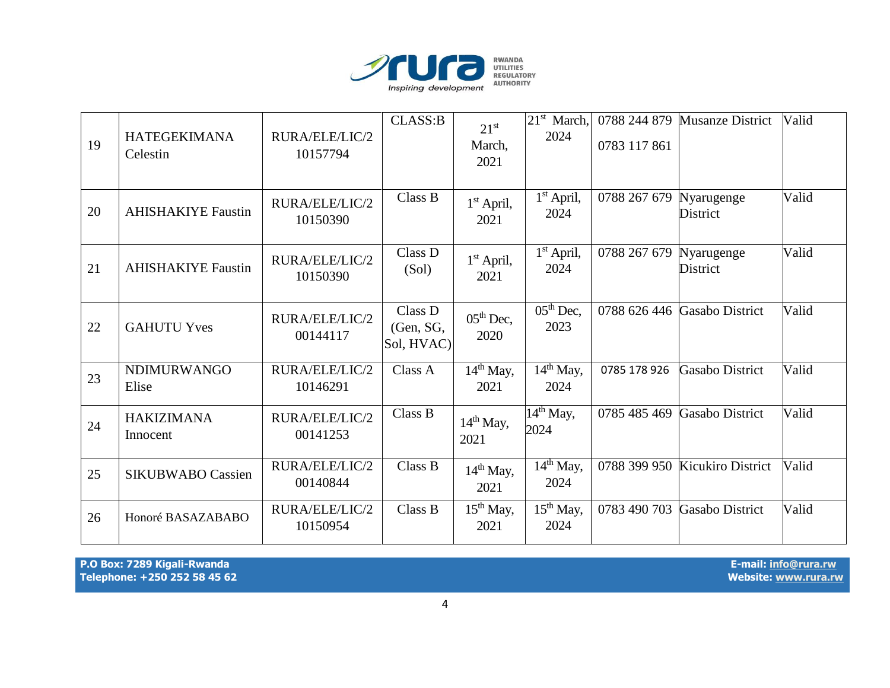| 19 | HATEGEKIMANA Celestin | RURA/ELE/LIC/2 10157794 | CLASS:B | 21st March, 2021 | 21st March, 2024 | 0788 244 879 0783 117 861 | Musanze District | Valid |
|---|---|---|---|---|---|---|---|---|
| 20 | AHISHAKIYE Faustin | RURA/ELE/LIC/2 10150390 | Class B | 1st April, 2021 | 1st April, 2024 | 0788 267 679 | Nyarugenge District | Valid |
| 21 | AHISHAKIYE Faustin | RURA/ELE/LIC/2 10150390 | Class D (Sol) | 1st April, 2021 | 1st April, 2024 | 0788 267 679 | Nyarugenge District | Valid |
| 22 | GAHUTU Yves | RURA/ELE/LIC/2 00144117 | Class D (Gen, SG, Sol, HVAC) | 05th Dec, 2020 | 05th Dec, 2023 | 0788 626 446 | Gasabo District | Valid |
| 23 | NDIMURWANGO Elise | RURA/ELE/LIC/2 10146291 | Class A | 14th May, 2021 | 14th May, 2024 | 0785 178 926 | Gasabo District | Valid |
| 24 | HAKIZIMANA Innocent | RURA/ELE/LIC/2 00141253 | Class B | 14th May, 2021 | 14th May, 2024 | 0785 485 469 | Gasabo District | Valid |
| 25 | SIKUBWABO Cassien | RURA/ELE/LIC/2 00140844 | Class B | 14th May, 2021 | 14th May, 2024 | 0788 399 950 | Kicukiro District | Valid |
| 26 | Honoré BASAZABABO | RURA/ELE/LIC/2 10150954 | Class B | 15th May, 2021 | 15th May, 2024 | 0783 490 703 | Gasabo District | Valid |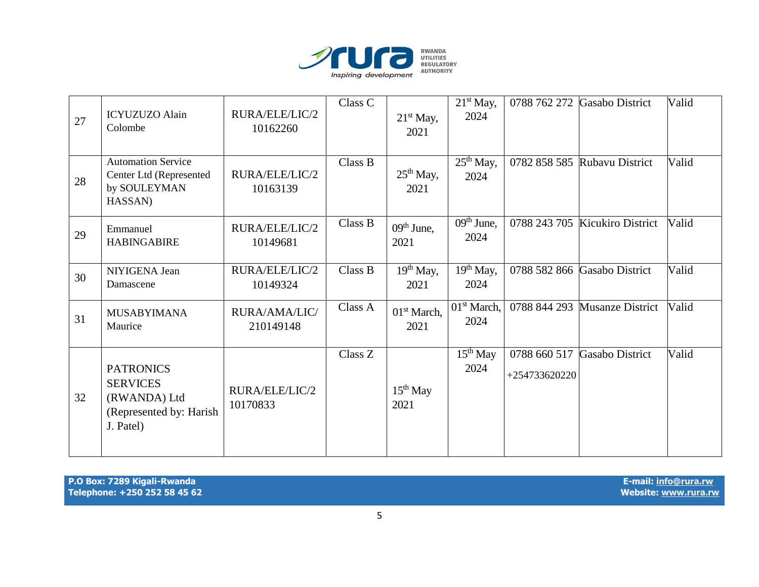| 27 | ICYUZUZO Alain Colombe | RURA/ELE/LIC/210162260 | Class C | 21st May, 2021 | 21st May, 2024 | 0788 762 272 | Gasabo District | Valid |
|---|---|---|---|---|---|---|---|---|
| 28 | Automation Service Center Ltd (Represented by SOULEYMAN HASSAN) | RURA/ELE/LIC/210163139 | Class B | 25th May, 2021 | 25th May, 2024 | 0782 858 585 | Rubavu District | Valid |
| 29 | Emmanuel HABINGABIRE | RURA/ELE/LIC/210149681 | Class B | 09th June, 2021 | 09th June, 2024 | 0788 243 705 | Kicukiro District | Valid |
| 30 | NIYIGENA Jean Damascene | RURA/ELE/LIC/210149324 | Class B | 19th May, 2021 | 19th May, 2024 | 0788 582 866 | Gasabo District | Valid |
| 31 | MUSABYIMANA Maurice | RURA/AMA/LIC/210149148 | Class A | 01st March, 2021 | 01st March, 2024 | 0788 844 293 | Musanze District | Valid |
| 32 | PATRONICS SERVICES (RWANDA) Ltd (Represented by: Harish J. Patel) | RURA/ELE/LIC/210170833 | Class Z | 15th May 2021 | 15th May 2024 | 0788 660 517 +254733620220 | Gasabo District | Valid |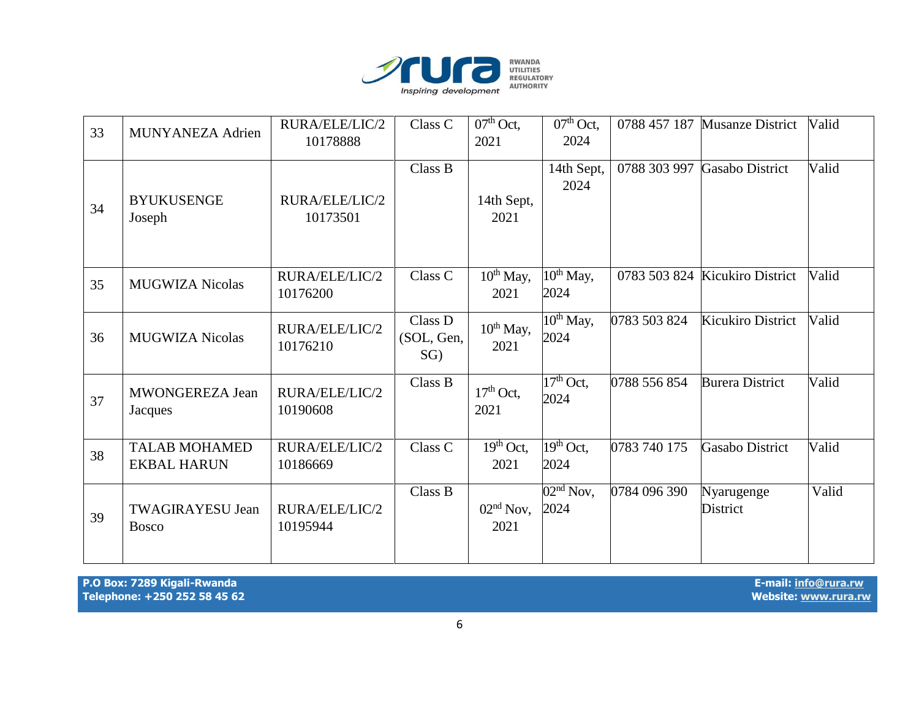| 33 | MUNYANEZA Adrien | RURA/ELE/LIC/210178888 | Class C | 07th Oct, 2021 | 07th Oct, 2024 | 0788 457 187 | Musanze District | Valid |
|---|---|---|---|---|---|---|---|---|
| 34 | BYUKUSENGE Joseph | RURA/ELE/LIC/210173501 | Class B | 14th Sept, 2021 | 14th Sept, 2024 | 0788 303 997 | Gasabo District | Valid |
| 35 | MUGWIZA Nicolas | RURA/ELE/LIC/210176200 | Class C | 10th May, 2021 | 10th May, 2024 | 0783 503 824 | Kicukiro District | Valid |
| 36 | MUGWIZA Nicolas | RURA/ELE/LIC/210176210 | Class D (SOL, Gen, SG) | 10th May, 2021 | 10th May, 2024 | 0783 503 824 | Kicukiro District | Valid |
| 37 | MWONGEREZA Jean Jacques | RURA/ELE/LIC/210190608 | Class B | 17th Oct, 2021 | 17th Oct, 2024 | 0788 556 854 | Burera District | Valid |
| 38 | TALAB MOHAMED EKBAL HARUN | RURA/ELE/LIC/210186669 | Class C | 19th Oct, 2021 | 19th Oct, 2024 | 0783 740 175 | Gasabo District | Valid |
| 39 | TWAGIRAYESU Jean Bosco | RURA/ELE/LIC/210195944 | Class B | 02nd Nov, 2021 | 02nd Nov, 2024 | 0784 096 390 | Nyarugenge District | Valid |

**P.O Box: 7289 Kigali-Rwanda**
**Telephone: +250 252 58 45 62**

**E-mail: info@rura.rw**
**Website: www.rura.rw**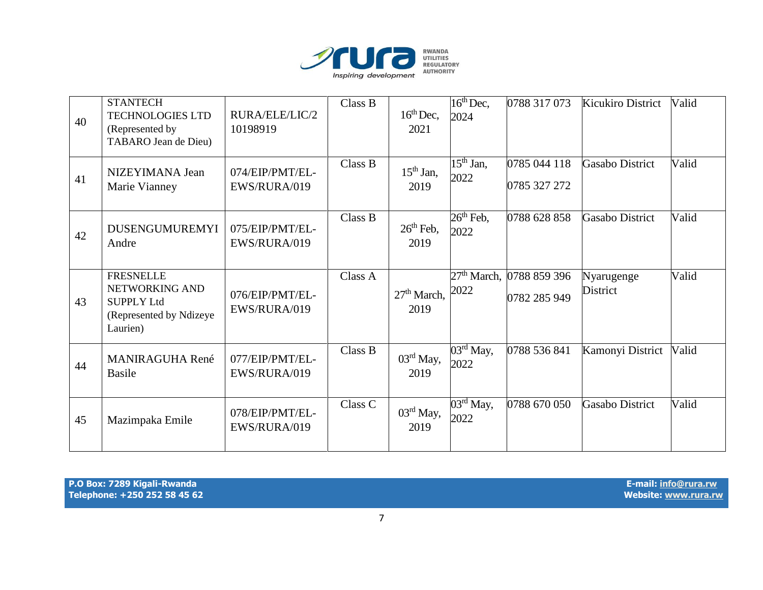| | | | | | | | | |
|---|---|---|---|---|---|---|---|---|
| 40 | STANTECH TECHNOLOGIES LTD (Represented by TABARO Jean de Dieu) | RURA/ELE/LIC/210198919 | Class B | 16th Dec, 2021 | 16th Dec, 2024 | 0788 317 073 | Kicukiro District | Valid |
| 41 | NIZEYIMANA Jean Marie Vianney | 074/EIP/PMT/EL-EWS/RURA/019 | Class B | 15th Jan, 2019 | 15th Jan, 2022 | 0785 044 118<br>0785 327 272 | Gasabo District | Valid |
| 42 | DUSENGUMUREMYI Andre | 075/EIP/PMT/EL-EWS/RURA/019 | Class B | 26th Feb, 2019 | 26th Feb, 2022 | 0788 628 858 | Gasabo District | Valid |
| 43 | FRESNELLE NETWORKING AND SUPPLY Ltd (Represented by Ndizeye Laurien) | 076/EIP/PMT/EL-EWS/RURA/019 | Class A | 27th March, 2019 | 27th March, 2022 | 0788 859 396<br>0782 285 949 | Nyarugenge District | Valid |
| 44 | MANIRAGUHA René Basile | 077/EIP/PMT/EL-EWS/RURA/019 | Class B | 03rd May, 2019 | 03rd May, 2022 | 0788 536 841 | Kamonyi District | Valid |
| 45 | Mazimpaka Emile | 078/EIP/PMT/EL-EWS/RURA/019 | Class C | 03rd May, 2019 | 03rd May, 2022 | 0788 670 050 | Gasabo District | Valid |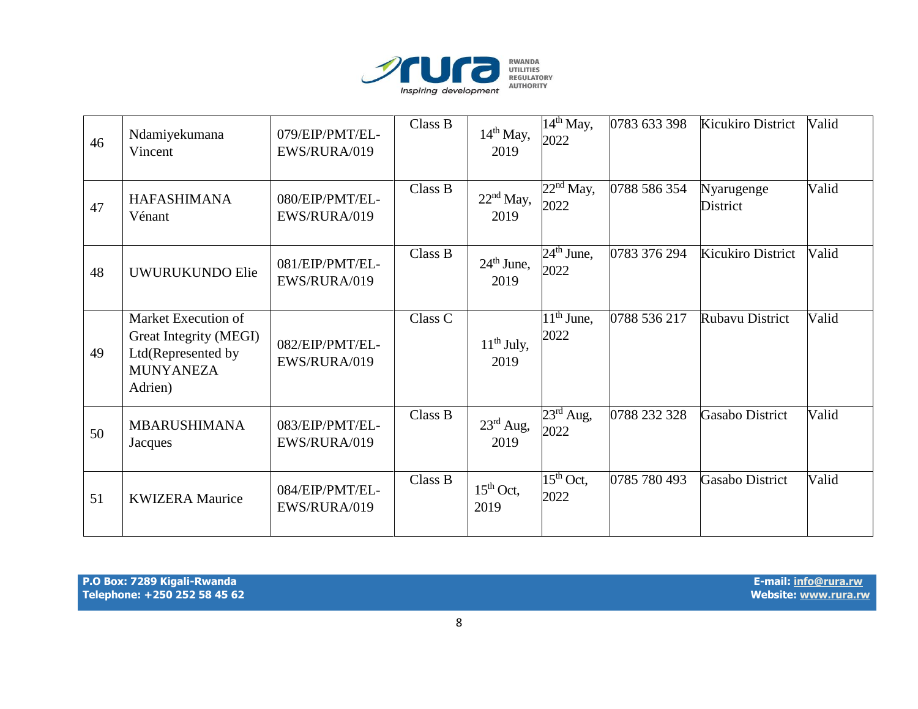| 46 | Ndamiyekumana Vincent | 079/EIP/PMT/EL-EWS/RURA/019 | Class B | 14th May, 2019 | 14th May, 2022 | 0783 633 398 | Kicukiro District | Valid |
|---|---|---|---|---|---|---|---|---|
| 47 | HAFASHIMANA Vénant | 080/EIP/PMT/EL-EWS/RURA/019 | Class B | 22nd May, 2019 | 22nd May, 2022 | 0788 586 354 | Nyarugenge District | Valid |
| 48 | UWURUKUNDO Elie | 081/EIP/PMT/EL-EWS/RURA/019 | Class B | 24th June, 2019 | 24th June, 2022 | 0783 376 294 | Kicukiro District | Valid |
| 49 | Market Execution of Great Integrity (MEGI) Ltd(Represented by MUNYANEZA Adrien) | 082/EIP/PMT/EL-EWS/RURA/019 | Class C | 11th July, 2019 | 11th June, 2022 | 0788 536 217 | Rubavu District | Valid |
| 50 | MBARUSHIMANA Jacques | 083/EIP/PMT/EL-EWS/RURA/019 | Class B | 23rd Aug, 2019 | 23rd Aug, 2022 | 0788 232 328 | Gasabo District | Valid |
| 51 | KWIZERA Maurice | 084/EIP/PMT/EL-EWS/RURA/019 | Class B | 15th Oct, 2019 | 15th Oct, 2022 | 0785 780 493 | Gasabo District | Valid |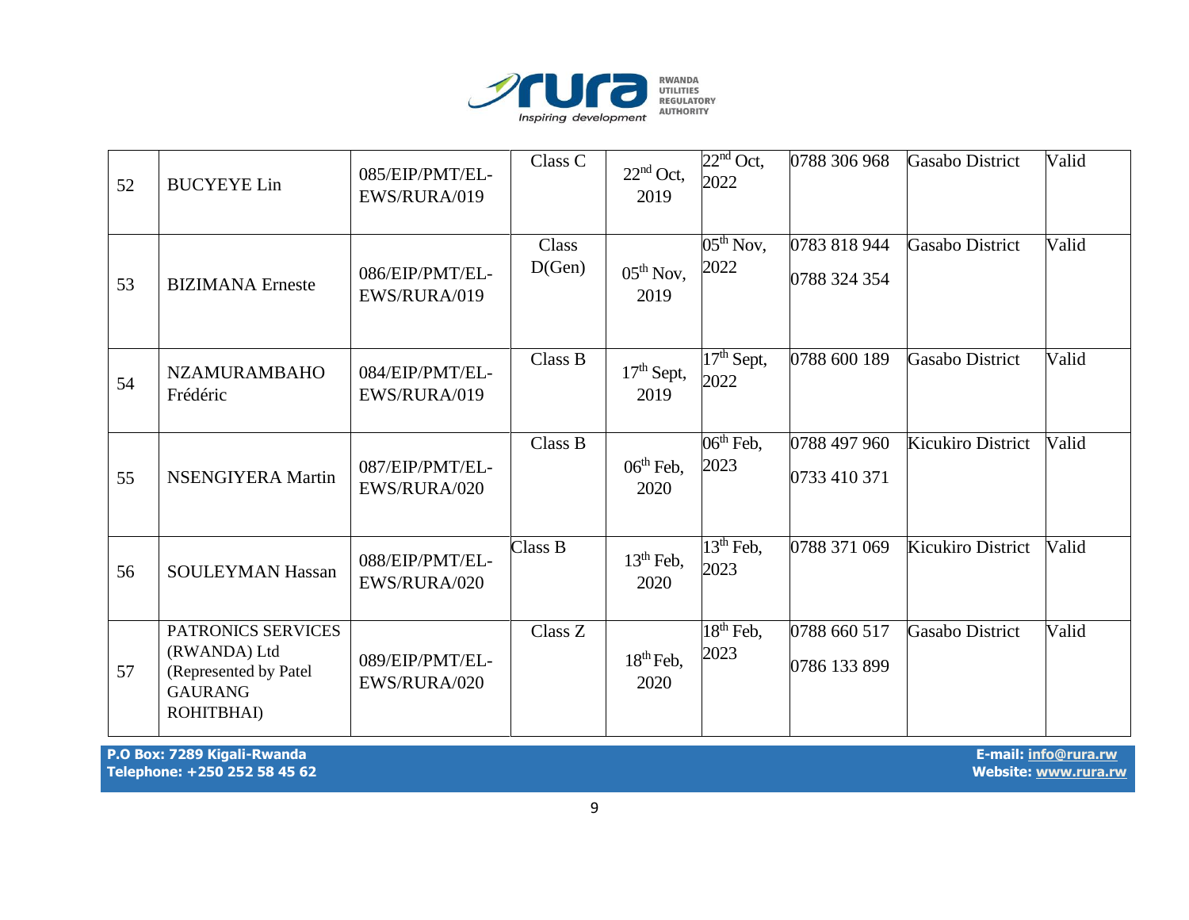| 52 | BUCYEYE Lin | 085/EIP/PMT/EL-EWS/RURA/019 | Class C | 22nd Oct, 2019 | 22nd Oct, 2022 | 0788 306 968 | Gasabo District | Valid |
|---|---|---|---|---|---|---|---|---|
| 53 | BIZIMANA Erneste | 086/EIP/PMT/EL-EWS/RURA/019 | Class D(Gen) | 05th Nov, 2019 | 05th Nov, 2022 | 0783 818 944<br>0788 324 354 | Gasabo District | Valid |
| 54 | NZAMURAMBAHO Frédéric | 084/EIP/PMT/EL-EWS/RURA/019 | Class B | 17th Sept, 2019 | 17th Sept, 2022 | 0788 600 189 | Gasabo District | Valid |
| 55 | NSENGIYERA Martin | 087/EIP/PMT/EL-EWS/RURA/020 | Class B | 06th Feb, 2020 | 06th Feb, 2023 | 0788 497 960<br>0733 410 371 | Kicukiro District | Valid |
| 56 | SOULEYMAN Hassan | 088/EIP/PMT/EL-EWS/RURA/020 | Class B | 13th Feb, 2020 | 13th Feb, 2023 | 0788 371 069 | Kicukiro District | Valid |
| 57 | PATRONICS SERVICES (RWANDA) Ltd (Represented by Patel GAURANG ROHITBHAI) | 089/EIP/PMT/EL-EWS/RURA/020 | Class Z | 18th Feb, 2020 | 18th Feb, 2023 | 0788 660 517<br>0786 133 899 | Gasabo District | Valid |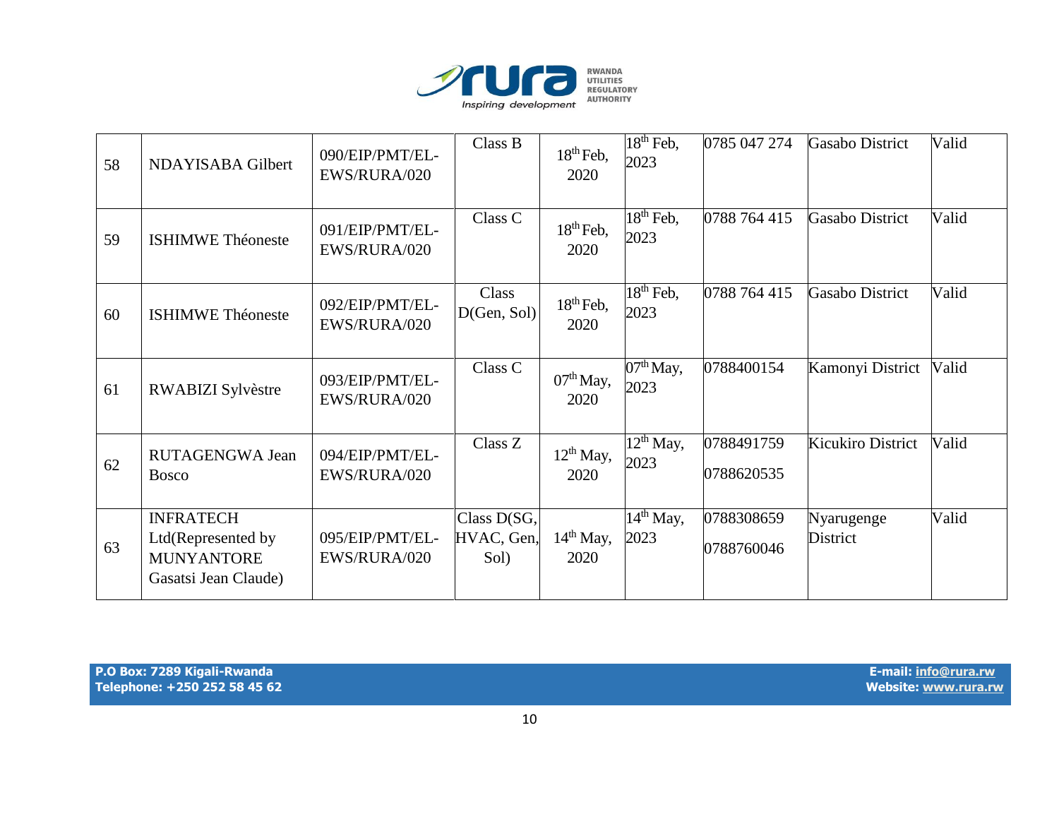| 58 | NDAYISABA Gilbert | 090/EIP/PMT/EL-EWS/RURA/020 | Class B | 18th Feb, 2020 | 18th Feb, 2023 | 0785 047 274 | Gasabo District | Valid |
|---|---|---|---|---|---|---|---|---|
| 59 | ISHIMWE Théoneste | 091/EIP/PMT/EL-EWS/RURA/020 | Class C | 18th Feb, 2020 | 18th Feb, 2023 | 0788 764 415 | Gasabo District | Valid |
| 60 | ISHIMWE Théoneste | 092/EIP/PMT/EL-EWS/RURA/020 | Class D(Gen, Sol) | 18th Feb, 2020 | 18th Feb, 2023 | 0788 764 415 | Gasabo District | Valid |
| 61 | RWABIZI Sylvèstre | 093/EIP/PMT/EL-EWS/RURA/020 | Class C | 07th May, 2020 | 07th May, 2023 | 0788400154 | Kamonyi District | Valid |
| 62 | RUTAGENGWA Jean Bosco | 094/EIP/PMT/EL-EWS/RURA/020 | Class Z | 12th May, 2020 | 12th May, 2023 | 0788491759 0788620535 | Kicukiro District | Valid |
| 63 | INFRATECH Ltd(Represented by MUNYANTORE Gasatsi Jean Claude) | 095/EIP/PMT/EL-EWS/RURA/020 | Class D(SG, HVAC, Gen, Sol) | 14th May, 2020 | 14th May, 2023 | 0788308659 0788760046 | Nyarugenge District | Valid |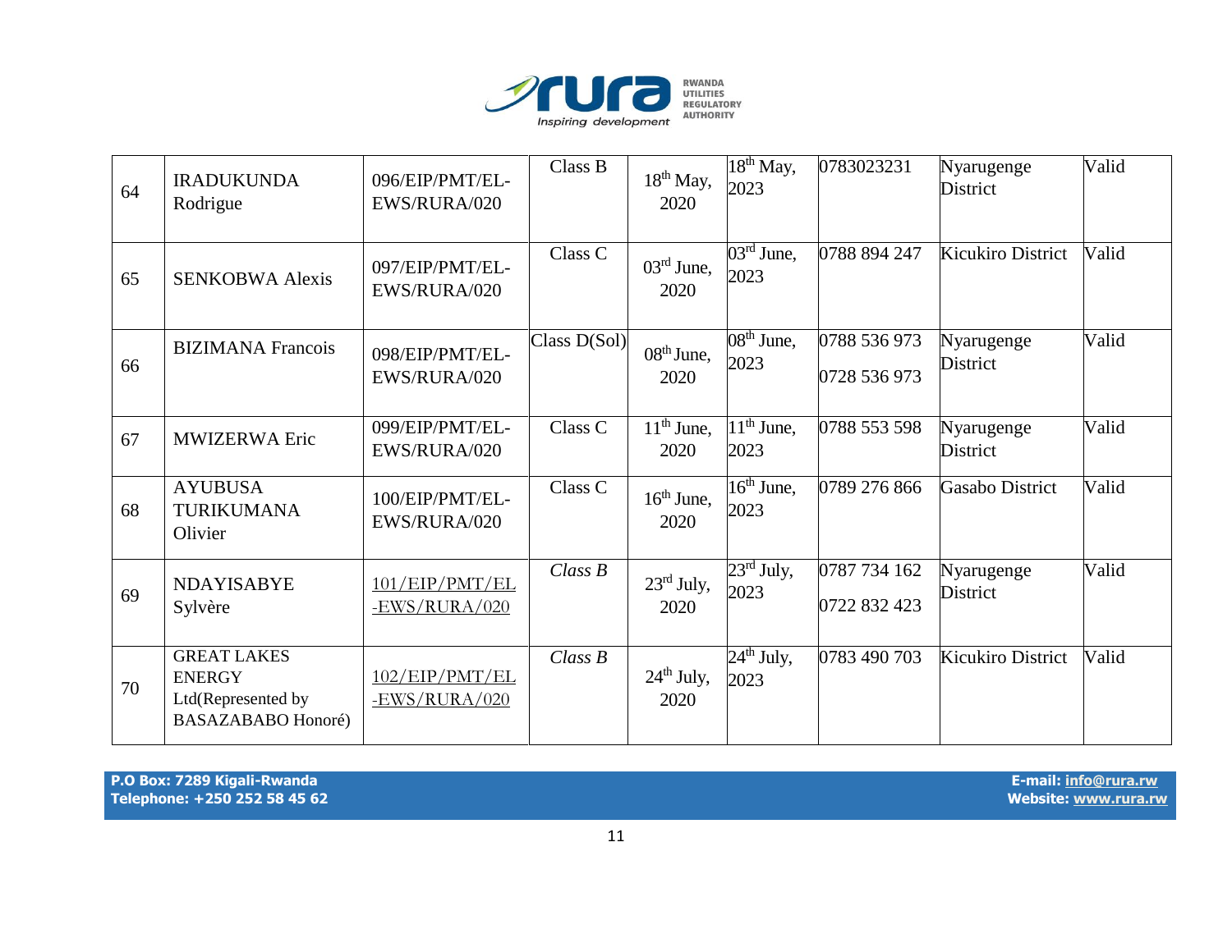| 64 | IRADUKUNDA Rodrigue | 096/EIP/PMT/EL-EWS/RURA/020 | Class B | 18th May, 2020 | 18th May, 2023 | 0783023231 | Nyarugenge District | Valid |
|---|---|---|---|---|---|---|---|---|
| 65 | SENKOBWA Alexis | 097/EIP/PMT/EL-EWS/RURA/020 | Class C | 03rd June, 2020 | 03rd June, 2023 | 0788 894 247 | Kicukiro District | Valid |
| 66 | BIZIMANA Francois | 098/EIP/PMT/EL-EWS/RURA/020 | Class D(Sol) | 08th June, 2020 | 08th June, 2023 | 0788 536 973<br>0728 536 973 | Nyarugenge District | Valid |
| 67 | MWIZERWA Eric | 099/EIP/PMT/EL-EWS/RURA/020 | Class C | 11th June, 2020 | 11th June, 2023 | 0788 553 598 | Nyarugenge District | Valid |
| 68 | AYUBUSA TURIKUMANA Olivier | 100/EIP/PMT/EL-EWS/RURA/020 | Class C | 16th June, 2020 | 16th June, 2023 | 0789 276 866 | Gasabo District | Valid |
| 69 | NDAYISABYE Sylvère | 101/EIP/PMT/EL-EWS/RURA/020 | *Class B* | 23rd July, 2020 | 23rd July, 2023 | 0787 734 162<br>0722 832 423 | Nyarugenge District | Valid |
| 70 | GREAT LAKES ENERGY Ltd(Represented by BASAZABABO Honoré) | 102/EIP/PMT/EL-EWS/RURA/020 | *Class B* | 24th July, 2020 | 24th July, 2023 | 0783 490 703 | Kicukiro District | Valid |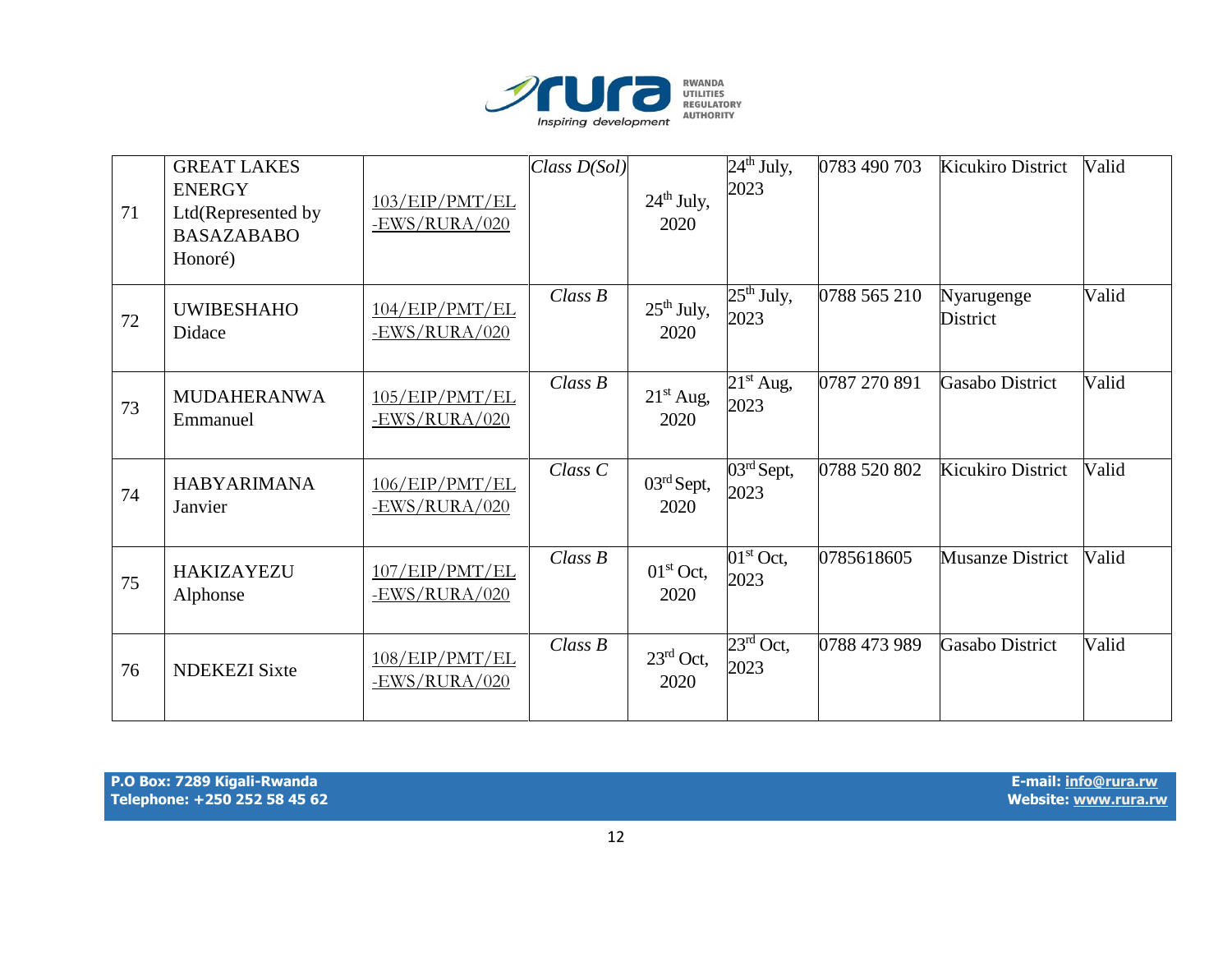| 71 | GREAT LAKES ENERGY Ltd(Represented by BASAZABABO Honoré) | 103/EIP/PMT/EL-EWS/RURA/020 | *Class D(Sol)* | 24th July, 2020 | 24th July, 2023 | 0783 490 703 | Kicukiro District | Valid |
|---|---|---|---|---|---|---|---|---|
| 72 | UWIBESHAHO Didace | 104/EIP/PMT/EL-EWS/RURA/020 | *Class B* | 25th July, 2020 | 25th July, 2023 | 0788 565 210 | Nyarugenge District | Valid |
| 73 | MUDAHERANWA Emmanuel | 105/EIP/PMT/EL-EWS/RURA/020 | *Class B* | 21st Aug, 2020 | 21st Aug, 2023 | 0787 270 891 | Gasabo District | Valid |
| 74 | HABYARIMANA Janvier | 106/EIP/PMT/EL-EWS/RURA/020 | *Class C* | 03rd Sept, 2020 | 03rd Sept, 2023 | 0788 520 802 | Kicukiro District | Valid |
| 75 | HAKIZAYEZU Alphonse | 107/EIP/PMT/EL-EWS/RURA/020 | *Class B* | 01st Oct, 2020 | 01st Oct, 2023 | 0785618605 | Musanze District | Valid |
| 76 | NDEKEZI Sixte | 108/EIP/PMT/EL-EWS/RURA/020 | *Class B* | 23rd Oct, 2020 | 23rd Oct, 2023 | 0788 473 989 | Gasabo District | Valid |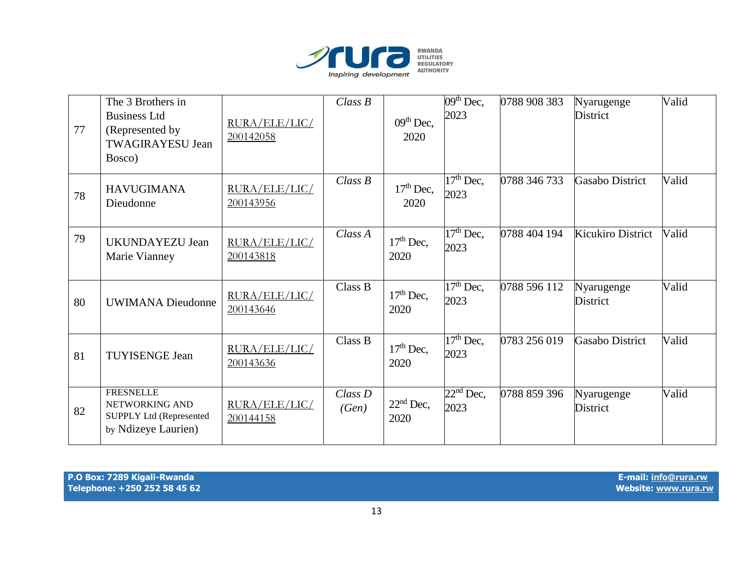| 77 | The 3 Brothers in Business Ltd (Represented by TWAGIRAYESU Jean Bosco) | RURA/ELE/LIC/200142058 | *Class B* | 09th Dec, 2020 | 09th Dec, 2023 | 0788 908 383 | Nyarugenge District | Valid |
|---|---|---|---|---|---|---|---|---|
| 78 | HAVUGIMANA Dieudonne | RURA/ELE/LIC/200143956 | *Class B* | 17th Dec, 2020 | 17th Dec, 2023 | 0788 346 733 | Gasabo District | Valid |
| 79 | UKUNDAYEZU Jean Marie Vianney | RURA/ELE/LIC/200143818 | *Class A* | 17th Dec, 2020 | 17th Dec, 2023 | 0788 404 194 | Kicukiro District | Valid |
| 80 | UWIMANA Dieudonne | RURA/ELE/LIC/200143646 | Class B | 17th Dec, 2020 | 17th Dec, 2023 | 0788 596 112 | Nyarugenge District | Valid |
| 81 | TUYISENGE Jean | RURA/ELE/LIC/200143636 | Class B | 17th Dec, 2020 | 17th Dec, 2023 | 0783 256 019 | Gasabo District | Valid |
| 82 | FRESNELLE NETWORKING AND SUPPLY Ltd (Represented by Ndizeye Laurien) | RURA/ELE/LIC/200144158 | *Class D (Gen)* | 22nd Dec, 2020 | 22nd Dec, 2023 | 0788 859 396 | Nyarugenge District | Valid |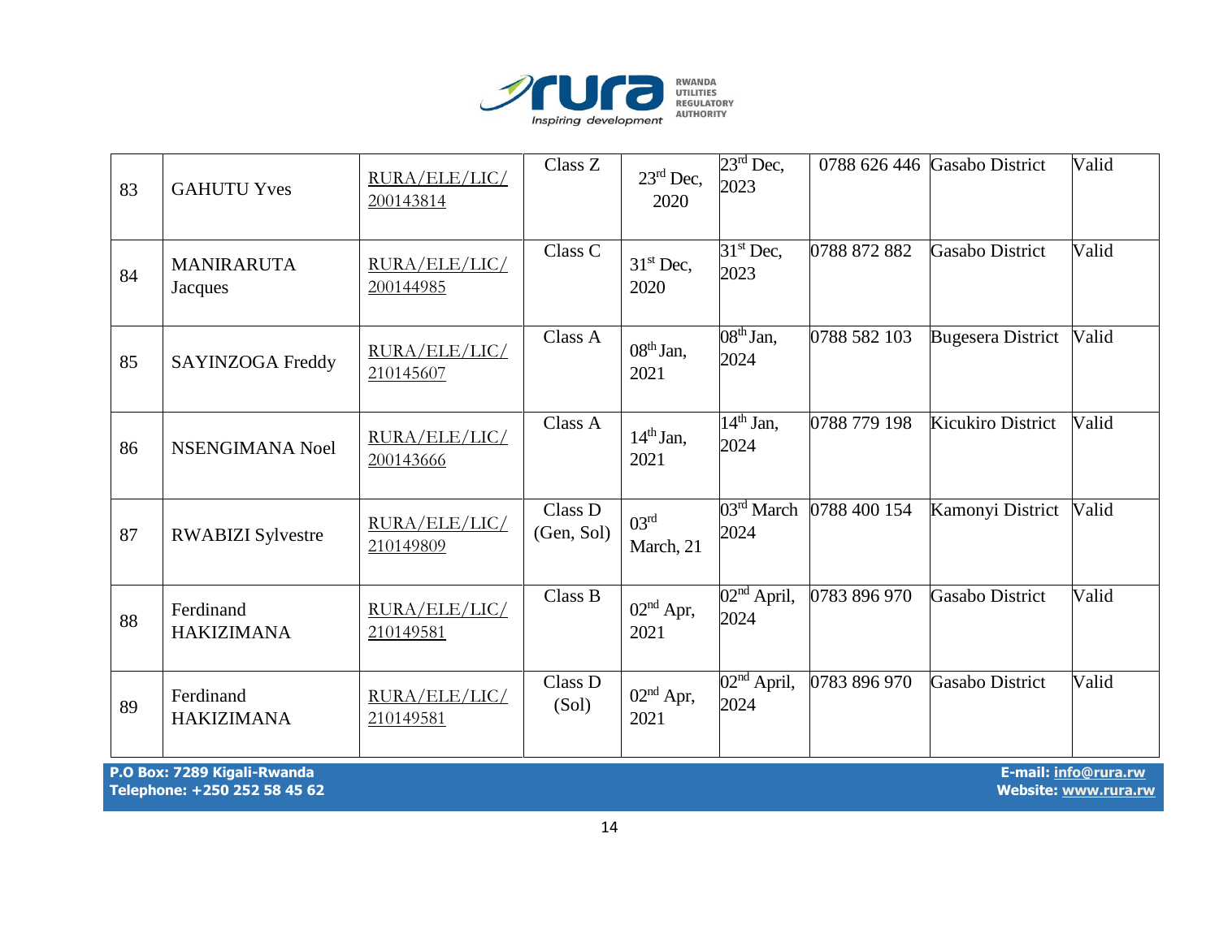| 83 | GAHUTU Yves | RURA/ELE/LIC/200143814 | Class Z | 23rd Dec, 2020 | 23rd Dec, 2023 | 0788 626 446 | Gasabo District | Valid |
|---|---|---|---|---|---|---|---|---|
| 84 | MANIRARUTA Jacques | RURA/ELE/LIC/200144985 | Class C | 31st Dec, 2020 | 31st Dec, 2023 | 0788 872 882 | Gasabo District | Valid |
| 85 | SAYINZOGA Freddy | RURA/ELE/LIC/210145607 | Class A | 08th Jan, 2021 | 08th Jan, 2024 | 0788 582 103 | Bugesera District | Valid |
| 86 | NSENGIMANA Noel | RURA/ELE/LIC/200143666 | Class A | 14th Jan, 2021 | 14th Jan, 2024 | 0788 779 198 | Kicukiro District | Valid |
| 87 | RWABIZI Sylvestre | RURA/ELE/LIC/210149809 | Class D (Gen, Sol) | 03rd March, 21 | 03rd March 2024 | 0788 400 154 | Kamonyi District | Valid |
| 88 | Ferdinand HAKIZIMANA | RURA/ELE/LIC/210149581 | Class B | 02nd Apr, 2021 | 02nd April, 2024 | 0783 896 970 | Gasabo District | Valid |
| 89 | Ferdinand HAKIZIMANA | RURA/ELE/LIC/210149581 | Class D (Sol) | 02nd Apr, 2021 | 02nd April, 2024 | 0783 896 970 | Gasabo District | Valid |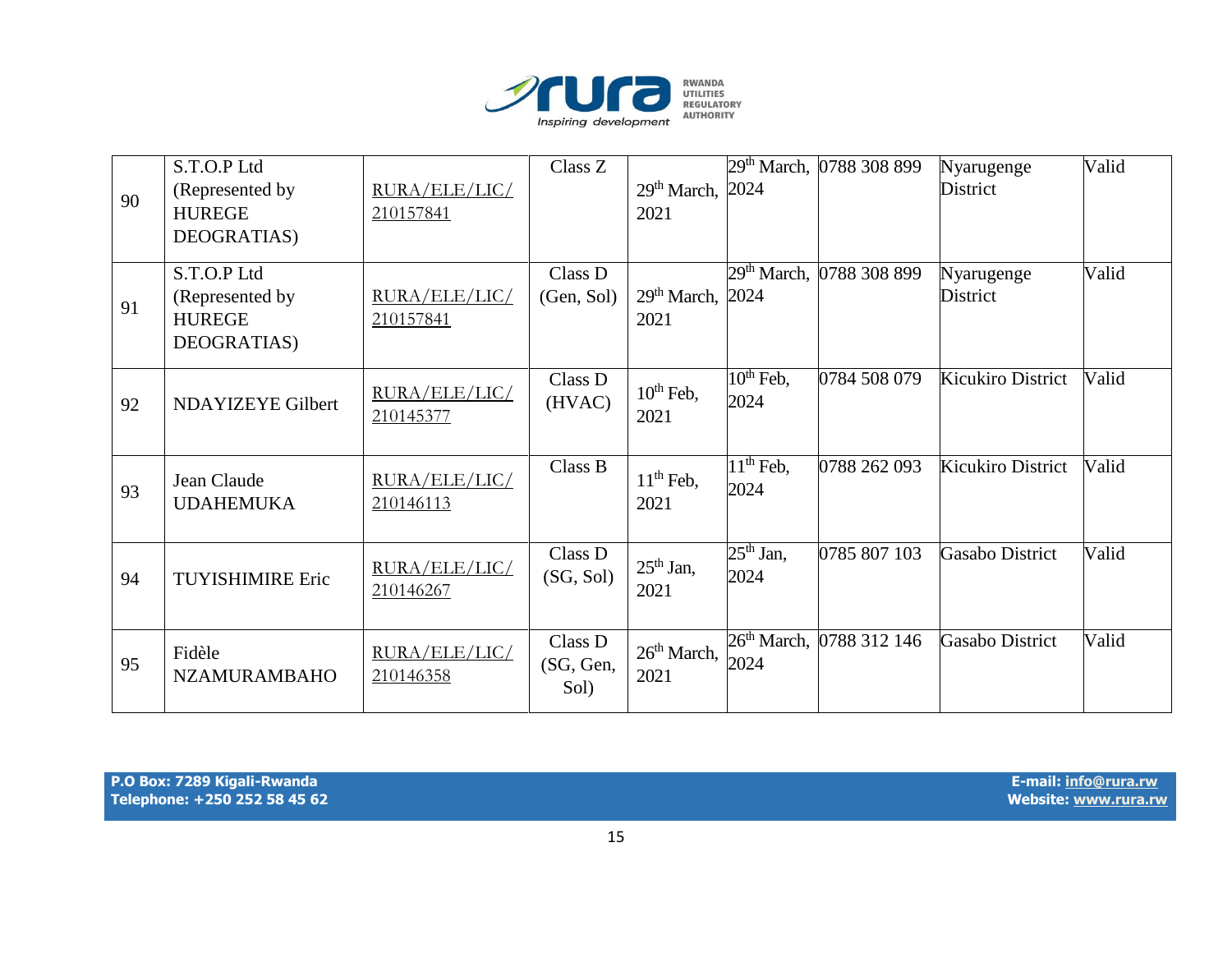| 90 | S.T.O.P Ltd (Represented by HUREGE DEOGRATIAS) | RURA/ELE/LIC/210157841 | Class Z | 29th March, 2021 | 29th March, 2024 | 0788 308 899 | Nyarugenge District | Valid |
|---|---|---|---|---|---|---|---|---|
| 91 | S.T.O.P Ltd (Represented by HUREGE DEOGRATIAS) | RURA/ELE/LIC/210157841 | Class D (Gen, Sol) | 29th March, 2021 | 29th March, 2024 | 0788 308 899 | Nyarugenge District | Valid |
| 92 | NDAYIZEYE Gilbert | RURA/ELE/LIC/210145377 | Class D (HVAC) | 10th Feb, 2021 | 10th Feb, 2024 | 0784 508 079 | Kicukiro District | Valid |
| 93 | Jean Claude UDAHEMUKA | RURA/ELE/LIC/210146113 | Class B | 11th Feb, 2021 | 11th Feb, 2024 | 0788 262 093 | Kicukiro District | Valid |
| 94 | TUYISHIMIRE Eric | RURA/ELE/LIC/210146267 | Class D (SG, Sol) | 25th Jan, 2021 | 25th Jan, 2024 | 0785 807 103 | Gasabo District | Valid |
| 95 | Fidèle NZAMURAMBAHO | RURA/ELE/LIC/210146358 | Class D (SG, Gen, Sol) | 26th March, 2021 | 26th March, 2024 | 0788 312 146 | Gasabo District | Valid |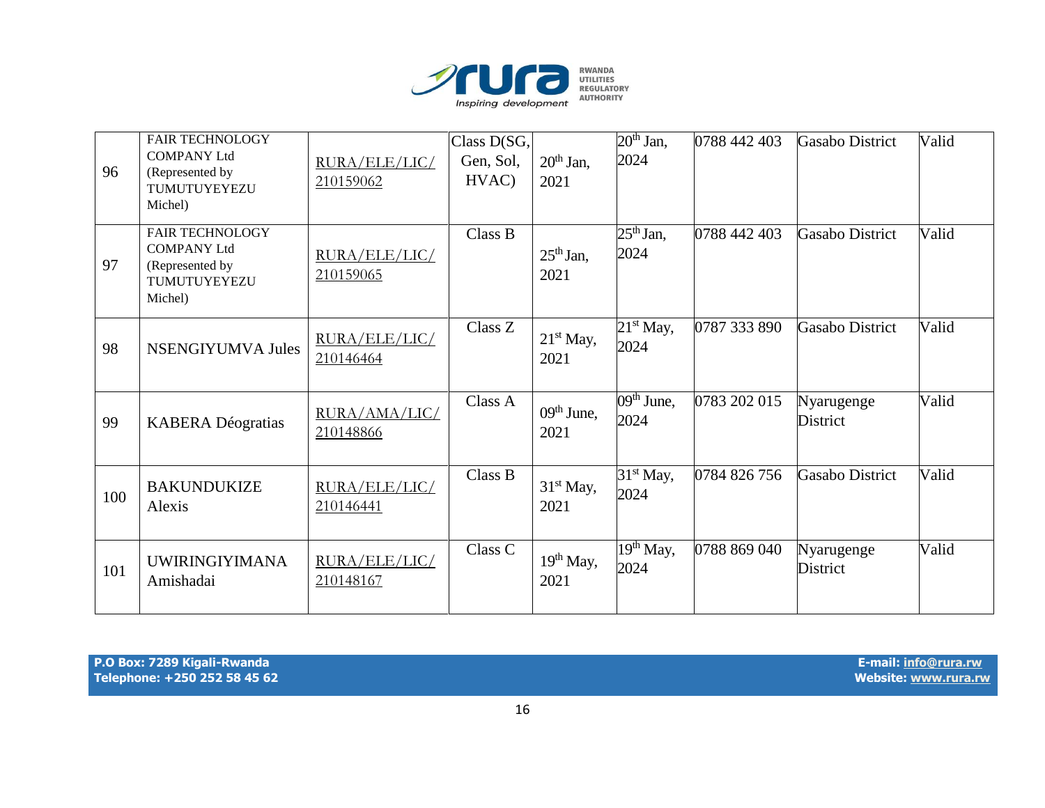| 96 | FAIR TECHNOLOGY COMPANY Ltd (Represented by TUMUTUYEYEZU Michel) | RURA/ELE/LIC/210159062 | Class D(SG, Gen, Sol, HVAC) | 20th Jan, 2021 | 20th Jan, 2024 | 0788 442 403 | Gasabo District | Valid |
|---|---|---|---|---|---|---|---|---|
| 97 | FAIR TECHNOLOGY COMPANY Ltd (Represented by TUMUTUYEYEZU Michel) | RURA/ELE/LIC/210159065 | Class B | 25th Jan, 2021 | 25th Jan, 2024 | 0788 442 403 | Gasabo District | Valid |
| 98 | NSENGIYUMVA Jules | RURA/ELE/LIC/210146464 | Class Z | 21st May, 2021 | 21st May, 2024 | 0787 333 890 | Gasabo District | Valid |
| 99 | KABERA Déogratias | RURA/AMA/LIC/210148866 | Class A | 09th June, 2021 | 09th June, 2024 | 0783 202 015 | Nyarugenge District | Valid |
| 100 | BAKUNDUKIZE Alexis | RURA/ELE/LIC/210146441 | Class B | 31st May, 2021 | 31st May, 2024 | 0784 826 756 | Gasabo District | Valid |
| 101 | UWIRINGIYIMANA Amishadai | RURA/ELE/LIC/210148167 | Class C | 19th May, 2021 | 19th May, 2024 | 0788 869 040 | Nyarugenge District | Valid |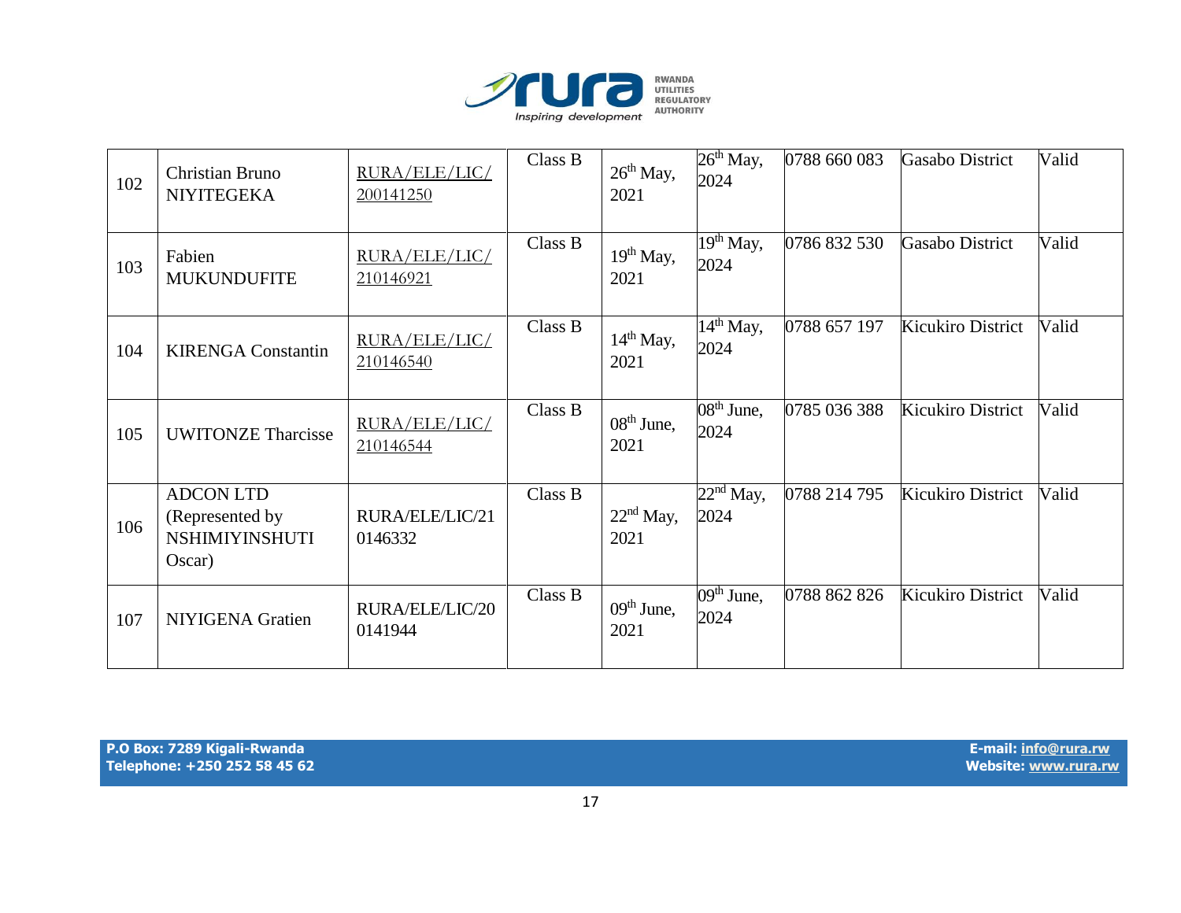| 102 | Christian Bruno NIYITEGEKA | RURA/ELE/LIC/200141250 | Class B | 26th May, 2021 | 26th May, 2024 | 0788 660 083 | Gasabo District | Valid |
|---|---|---|---|---|---|---|---|---|
| 103 | Fabien MUKUNDUFITE | RURA/ELE/LIC/210146921 | Class B | 19th May, 2021 | 19th May, 2024 | 0786 832 530 | Gasabo District | Valid |
| 104 | KIRENGA Constantin | RURA/ELE/LIC/210146540 | Class B | 14th May, 2021 | 14th May, 2024 | 0788 657 197 | Kicukiro District | Valid |
| 105 | UWITONZE Tharcisse | RURA/ELE/LIC/210146544 | Class B | 08th June, 2021 | 08th June, 2024 | 0785 036 388 | Kicukiro District | Valid |
| 106 | ADCON LTD (Represented by NSHIMIYINSHUTI Oscar) | RURA/ELE/LIC/210146332 | Class B | 22nd May, 2021 | 22nd May, 2024 | 0788 214 795 | Kicukiro District | Valid |
| 107 | NIYIGENA Gratien | RURA/ELE/LIC/200141944 | Class B | 09th June, 2021 | 09th June, 2024 | 0788 862 826 | Kicukiro District | Valid |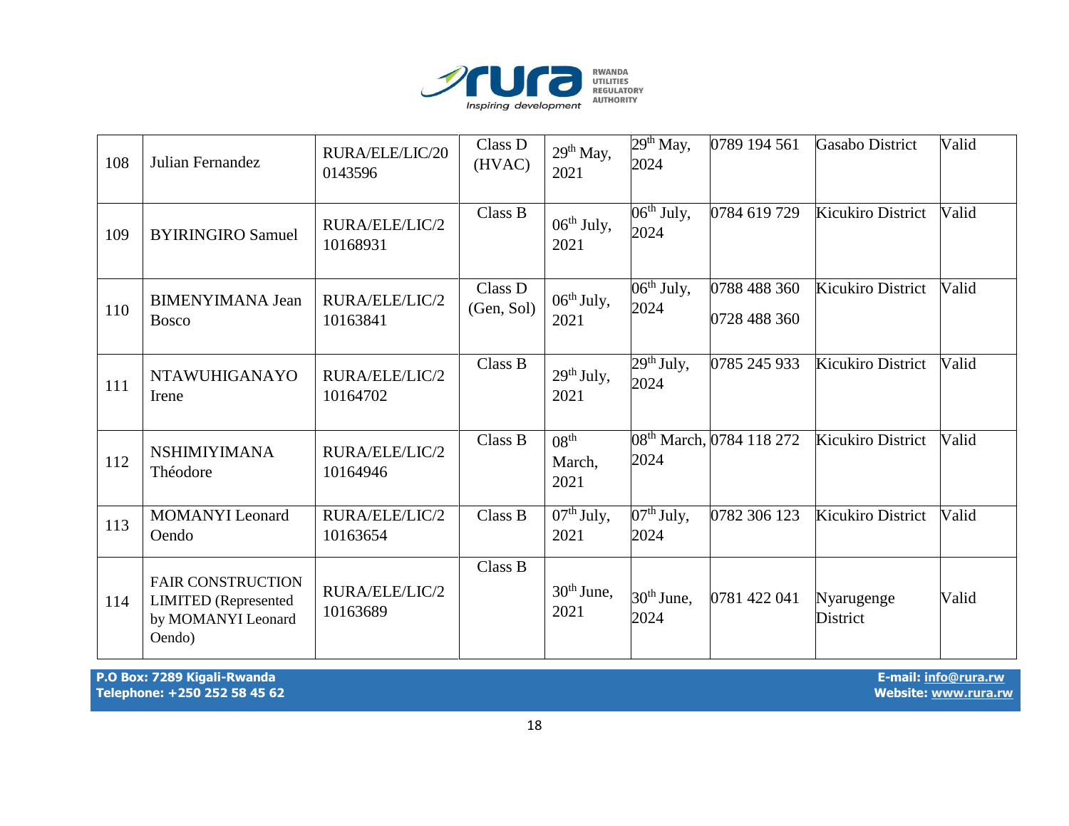| 108 | Julian Fernandez | RURA/ELE/LIC/200143596 | Class D (HVAC) | 29th May, 2021 | 29th May, 2024 | 0789 194 561 | Gasabo District | Valid |
|---|---|---|---|---|---|---|---|---|
| 109 | BYIRINGIRO Samuel | RURA/ELE/LIC/210168931 | Class B | 06th July, 2021 | 06th July, 2024 | 0784 619 729 | Kicukiro District | Valid |
| 110 | BIMENYIMANA Jean Bosco | RURA/ELE/LIC/210163841 | Class D (Gen, Sol) | 06th July, 2021 | 06th July, 2024 | 0788 488 360 0728 488 360 | Kicukiro District | Valid |
| 111 | NTAWUHIGANAYO Irene | RURA/ELE/LIC/210164702 | Class B | 29th July, 2021 | 29th July, 2024 | 0785 245 933 | Kicukiro District | Valid |
| 112 | NSHIMIYIMANA Théodore | RURA/ELE/LIC/210164946 | Class B | 08th March, 2021 | 08th March, 2024 | 0784 118 272 | Kicukiro District | Valid |
| 113 | MOMANYI Leonard Oendo | RURA/ELE/LIC/210163654 | Class B | 07th July, 2021 | 07th July, 2024 | 0782 306 123 | Kicukiro District | Valid |
| 114 | FAIR CONSTRUCTION LIMITED (Represented by MOMANYI Leonard Oendo) | RURA/ELE/LIC/210163689 | Class B | 30th June, 2021 | 30th June, 2024 | 0781 422 041 | Nyarugenge District | Valid |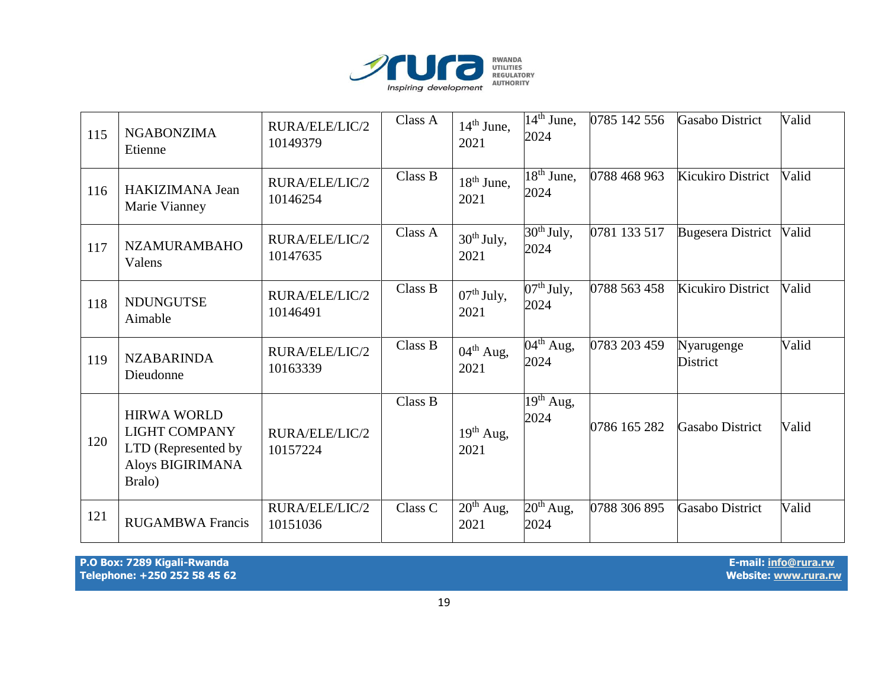| 115 | NGABONZIMA Etienne | RURA/ELE/LIC/2 10149379 | Class A | 14th June, 2021 | 14th June, 2024 | 0785 142 556 | Gasabo District | Valid |
|---|---|---|---|---|---|---|---|---|
| 116 | HAKIZIMANA Jean Marie Vianney | RURA/ELE/LIC/2 10146254 | Class B | 18th June, 2021 | 18th June, 2024 | 0788 468 963 | Kicukiro District | Valid |
| 117 | NZAMURAMBAHO Valens | RURA/ELE/LIC/2 10147635 | Class A | 30th July, 2021 | 30th July, 2024 | 0781 133 517 | Bugesera District | Valid |
| 118 | NDUNGUTSE Aimable | RURA/ELE/LIC/2 10146491 | Class B | 07th July, 2021 | 07th July, 2024 | 0788 563 458 | Kicukiro District | Valid |
| 119 | NZABARINDA Dieudonne | RURA/ELE/LIC/2 10163339 | Class B | 04th Aug, 2021 | 04th Aug, 2024 | 0783 203 459 | Nyarugenge District | Valid |
| 120 | HIRWA WORLD LIGHT COMPANY LTD (Represented by Aloys BIGIRIMANA Bralo) | RURA/ELE/LIC/2 10157224 | Class B | 19th Aug, 2021 | 19th Aug, 2024 | 0786 165 282 | Gasabo District | Valid |
| 121 | RUGAMBWA Francis | RURA/ELE/LIC/2 10151036 | Class C | 20th Aug, 2021 | 20th Aug, 2024 | 0788 306 895 | Gasabo District | Valid |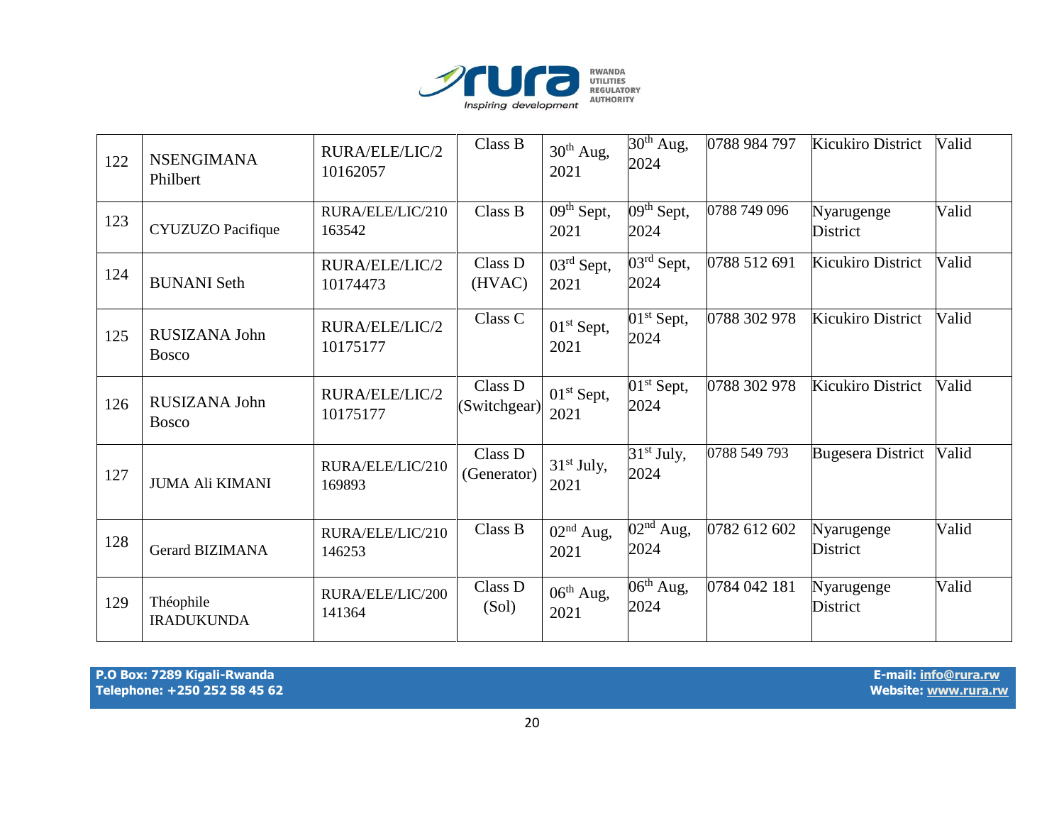| 122 | NSENGIMANA Philbert | RURA/ELE/LIC/210162057 | Class B | 30th Aug, 2021 | 30th Aug, 2024 | 0788 984 797 | Kicukiro District | Valid |
|---|---|---|---|---|---|---|---|---|
| 123 | CYUZUZO Pacifique | RURA/ELE/LIC/210163542 | Class B | 09th Sept, 2021 | 09th Sept, 2024 | 0788 749 096 | Nyarugenge District | Valid |
| 124 | BUNANI Seth | RURA/ELE/LIC/210174473 | Class D (HVAC) | 03rd Sept, 2021 | 03rd Sept, 2024 | 0788 512 691 | Kicukiro District | Valid |
| 125 | RUSIZANA John Bosco | RURA/ELE/LIC/210175177 | Class C | 01st Sept, 2021 | 01st Sept, 2024 | 0788 302 978 | Kicukiro District | Valid |
| 126 | RUSIZANA John Bosco | RURA/ELE/LIC/210175177 | Class D (Switchgear) | 01st Sept, 2021 | 01st Sept, 2024 | 0788 302 978 | Kicukiro District | Valid |
| 127 | JUMA Ali KIMANI | RURA/ELE/LIC/210169893 | Class D (Generator) | 31st July, 2021 | 31st July, 2024 | 0788 549 793 | Bugesera District | Valid |
| 128 | Gerard BIZIMANA | RURA/ELE/LIC/210146253 | Class B | 02nd Aug, 2021 | 02nd Aug, 2024 | 0782 612 602 | Nyarugenge District | Valid |
| 129 | Théophile IRADUKUNDA | RURA/ELE/LIC/200141364 | Class D (Sol) | 06th Aug, 2021 | 06th Aug, 2024 | 0784 042 181 | Nyarugenge District | Valid |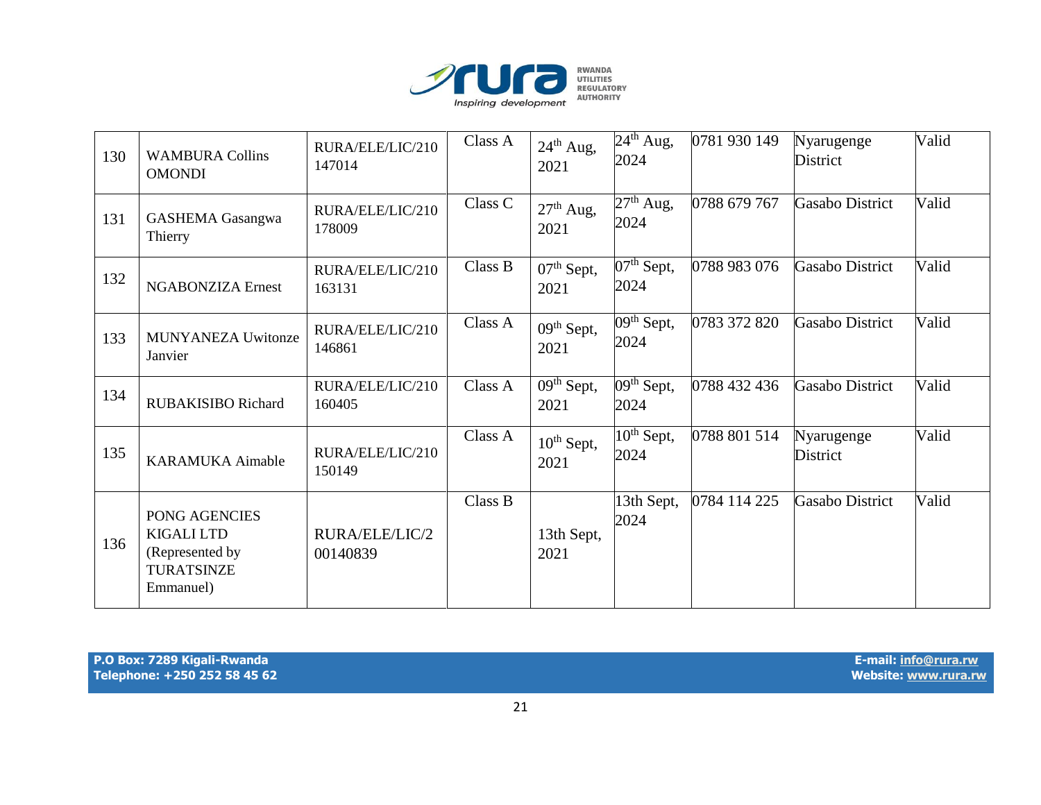| 130 | WAMBURA Collins OMONDI | RURA/ELE/LIC/210147014 | Class A | 24th Aug, 2021 | 24th Aug, 2024 | 0781 930 149 | Nyarugenge District | Valid |
|---|---|---|---|---|---|---|---|---|
| 131 | GASHEMA Gasangwa Thierry | RURA/ELE/LIC/210178009 | Class C | 27th Aug, 2021 | 27th Aug, 2024 | 0788 679 767 | Gasabo District | Valid |
| 132 | NGABONZIZA Ernest | RURA/ELE/LIC/210163131 | Class B | 07th Sept, 2021 | 07th Sept, 2024 | 0788 983 076 | Gasabo District | Valid |
| 133 | MUNYANEZA Uwitonze Janvier | RURA/ELE/LIC/210146861 | Class A | 09th Sept, 2021 | 09th Sept, 2024 | 0783 372 820 | Gasabo District | Valid |
| 134 | RUBAKISIBO Richard | RURA/ELE/LIC/210160405 | Class A | 09th Sept, 2021 | 09th Sept, 2024 | 0788 432 436 | Gasabo District | Valid |
| 135 | KARAMUKA Aimable | RURA/ELE/LIC/210150149 | Class A | 10th Sept, 2021 | 10th Sept, 2024 | 0788 801 514 | Nyarugenge District | Valid |
| 136 | PONG AGENCIES KIGALI LTD (Represented by TURATSINZE Emmanuel) | RURA/ELE/LIC/200140839 | Class B | 13th Sept, 2021 | 13th Sept, 2024 | 0784 114 225 | Gasabo District | Valid |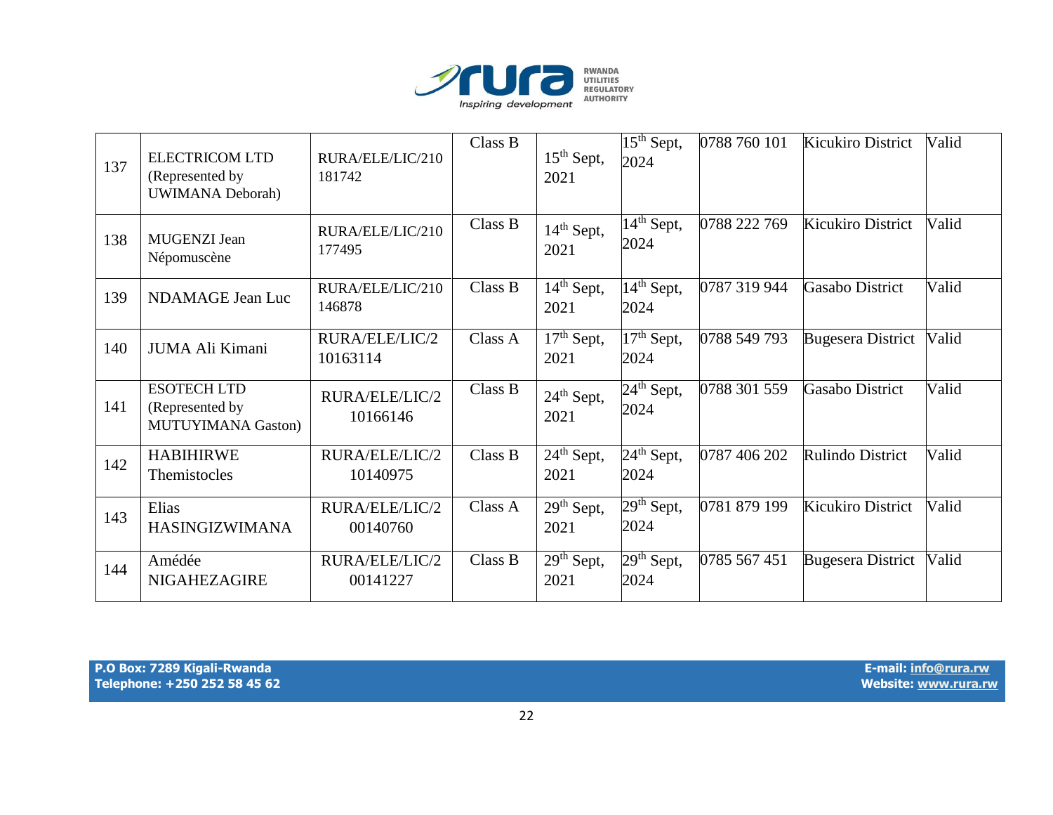| 137 | ELECTRICOM LTD (Represented by UWIMANA Deborah) | RURA/ELE/LIC/210181742 | Class B | 15th Sept, 2021 | 15th Sept, 2024 | 0788 760 101 | Kicukiro District | Valid |
|---|---|---|---|---|---|---|---|---|
| 138 | MUGENZI Jean Népomuscène | RURA/ELE/LIC/210177495 | Class B | 14th Sept, 2021 | 14th Sept, 2024 | 0788 222 769 | Kicukiro District | Valid |
| 139 | NDAMAGE Jean Luc | RURA/ELE/LIC/210146878 | Class B | 14th Sept, 2021 | 14th Sept, 2024 | 0787 319 944 | Gasabo District | Valid |
| 140 | JUMA Ali Kimani | RURA/ELE/LIC/210163114 | Class A | 17th Sept, 2021 | 17th Sept, 2024 | 0788 549 793 | Bugesera District | Valid |
| 141 | ESOTECH LTD (Represented by MUTUYIMANA Gaston) | RURA/ELE/LIC/210166146 | Class B | 24th Sept, 2021 | 24th Sept, 2024 | 0788 301 559 | Gasabo District | Valid |
| 142 | HABIHIRWE Themistocles | RURA/ELE/LIC/210140975 | Class B | 24th Sept, 2021 | 24th Sept, 2024 | 0787 406 202 | Rulindo District | Valid |
| 143 | Elias HASINGIZWIMANA | RURA/ELE/LIC/200140760 | Class A | 29th Sept, 2021 | 29th Sept, 2024 | 0781 879 199 | Kicukiro District | Valid |
| 144 | Amédée NIGAHEZAGIRE | RURA/ELE/LIC/200141227 | Class B | 29th Sept, 2021 | 29th Sept, 2024 | 0785 567 451 | Bugesera District | Valid |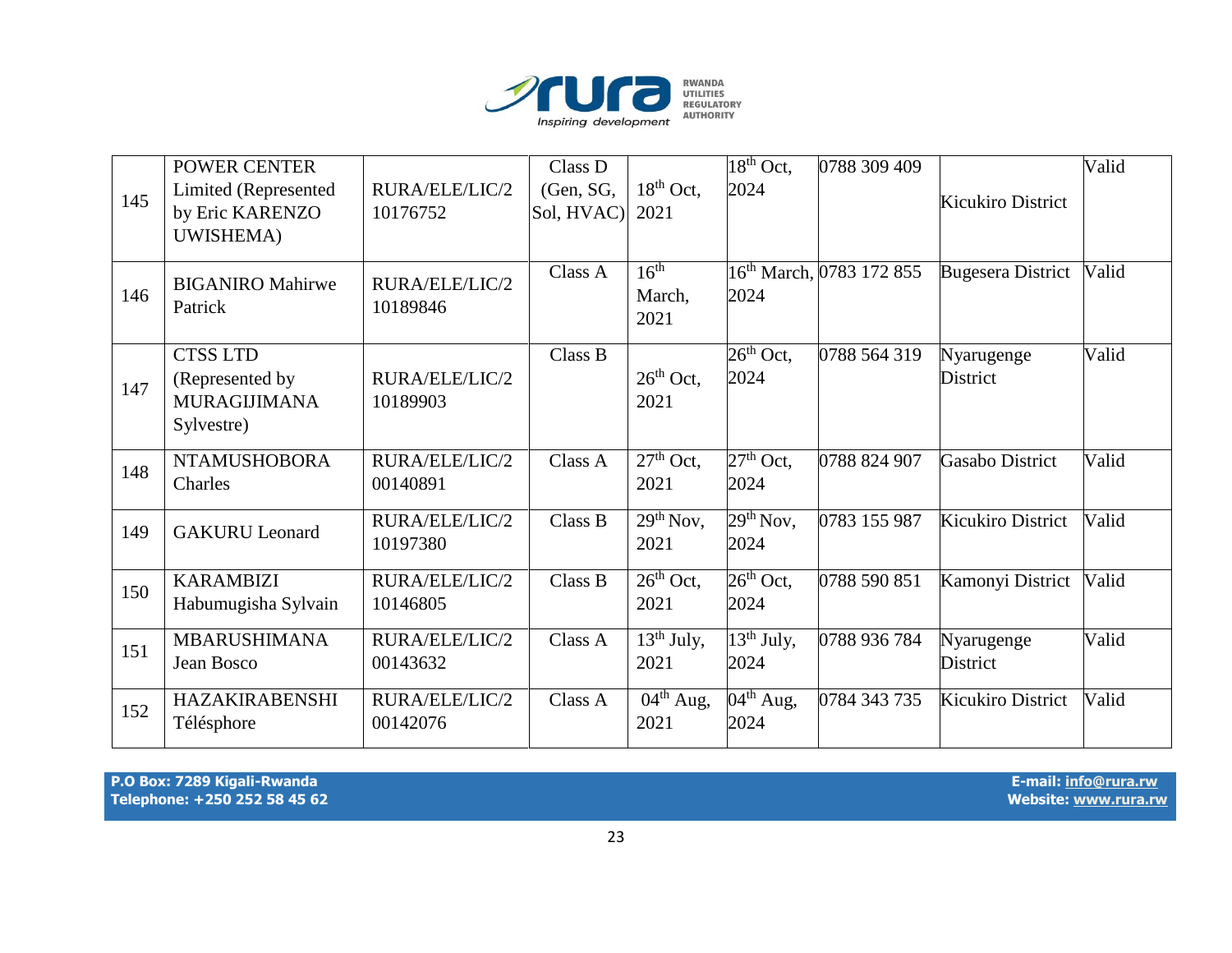| 145 | POWER CENTER Limited (Represented by Eric KARENZO UWISHEMA) | RURA/ELE/LIC/210176752 | Class D (Gen, SG, Sol, HVAC) | 18th Oct, 2021 | 18th Oct, 2024 | 0788 309 409 | Kicukiro District | Valid |
|---|---|---|---|---|---|---|---|---|
| 146 | BIGANIRO Mahirwe Patrick | RURA/ELE/LIC/210189846 | Class A | 16th March, 2021 | 16th March, 2024 | 0783 172 855 | Bugesera District | Valid |
| 147 | CTSS LTD (Represented by MURAGIJIMANA Sylvestre) | RURA/ELE/LIC/210189903 | Class B | 26th Oct, 2021 | 26th Oct, 2024 | 0788 564 319 | Nyarugenge District | Valid |
| 148 | NTAMUSHOBORA Charles | RURA/ELE/LIC/200140891 | Class A | 27th Oct, 2021 | 27th Oct, 2024 | 0788 824 907 | Gasabo District | Valid |
| 149 | GAKURU Leonard | RURA/ELE/LIC/210197380 | Class B | 29th Nov, 2021 | 29th Nov, 2024 | 0783 155 987 | Kicukiro District | Valid |
| 150 | KARAMBIZI Habumugisha Sylvain | RURA/ELE/LIC/210146805 | Class B | 26th Oct, 2021 | 26th Oct, 2024 | 0788 590 851 | Kamonyi District | Valid |
| 151 | MBARUSHIMANA Jean Bosco | RURA/ELE/LIC/200143632 | Class A | 13th July, 2021 | 13th July, 2024 | 0788 936 784 | Nyarugenge District | Valid |
| 152 | HAZAKIRABENSHI Télésphore | RURA/ELE/LIC/200142076 | Class A | 04th Aug, 2021 | 04th Aug, 2024 | 0784 343 735 | Kicukiro District | Valid |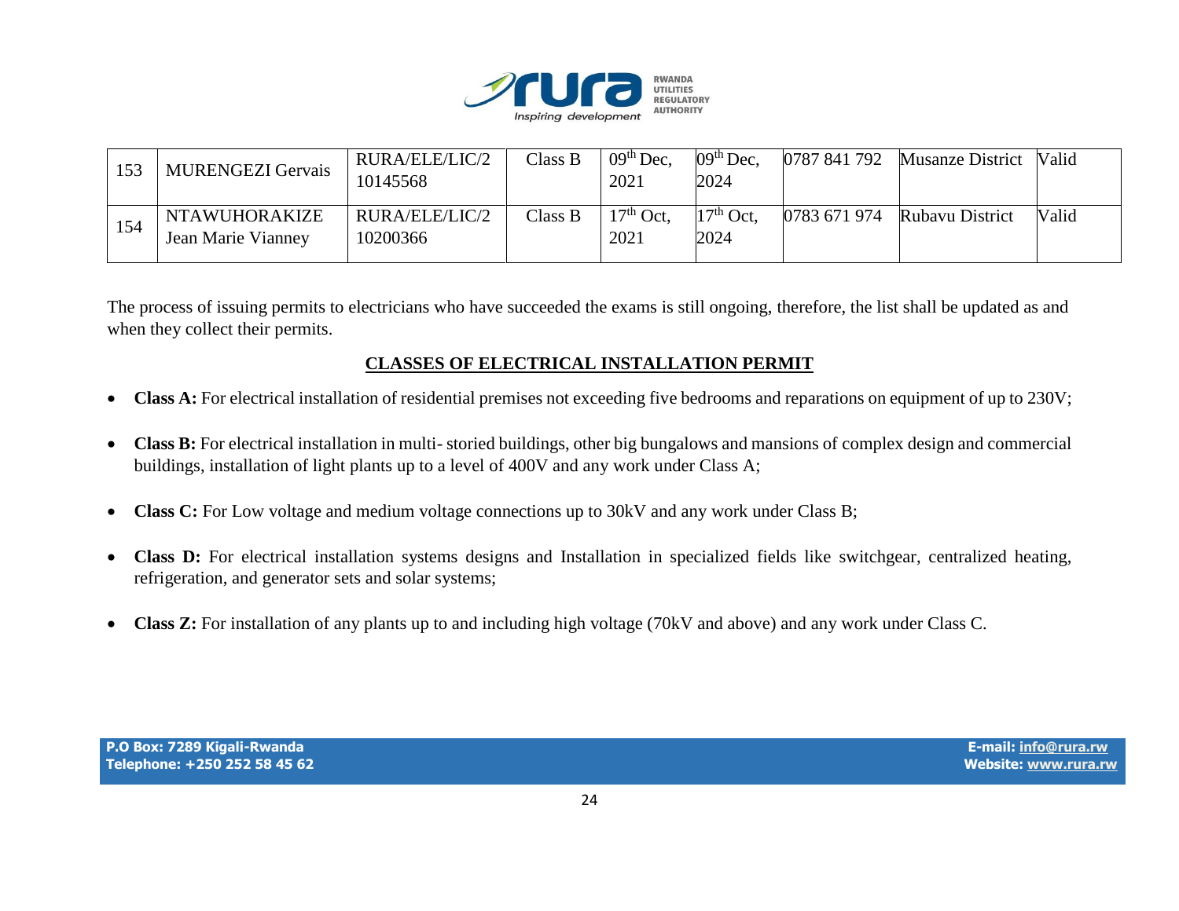| | | | | | | | | |
|---|---|---|---|---|---|---|---|---|
| 153 | MURENGEZI Gervais | RURA/ELE/LIC/210145568 | Class B | 09th Dec, 2021 | 09th Dec, 2024 | 0787 841 792 | Musanze District | Valid |
| 154 | NTAWUHORAKIZE Jean Marie Vianney | RURA/ELE/LIC/210200366 | Class B | 17th Oct, 2021 | 17th Oct, 2024 | 0783 671 974 | Rubavu District | Valid |

The process of issuing permits to electricians who have succeeded the exams is still ongoing, therefore, the list shall be updated as and when they collect their permits.

## CLASSES OF ELECTRICAL INSTALLATION PERMIT

- **Class A:** For electrical installation of residential premises not exceeding five bedrooms and reparations on equipment of up to 230V;
- **Class B:** For electrical installation in multi- storied buildings, other big bungalows and mansions of complex design and commercial buildings, installation of light plants up to a level of 400V and any work under Class A;
- **Class C:** For Low voltage and medium voltage connections up to 30kV and any work under Class B;
- **Class D:** For electrical installation systems designs and Installation in specialized fields like switchgear, centralized heating, refrigeration, and generator sets and solar systems;
- **Class Z:** For installation of any plants up to and including high voltage (70kV and above) and any work under Class C.